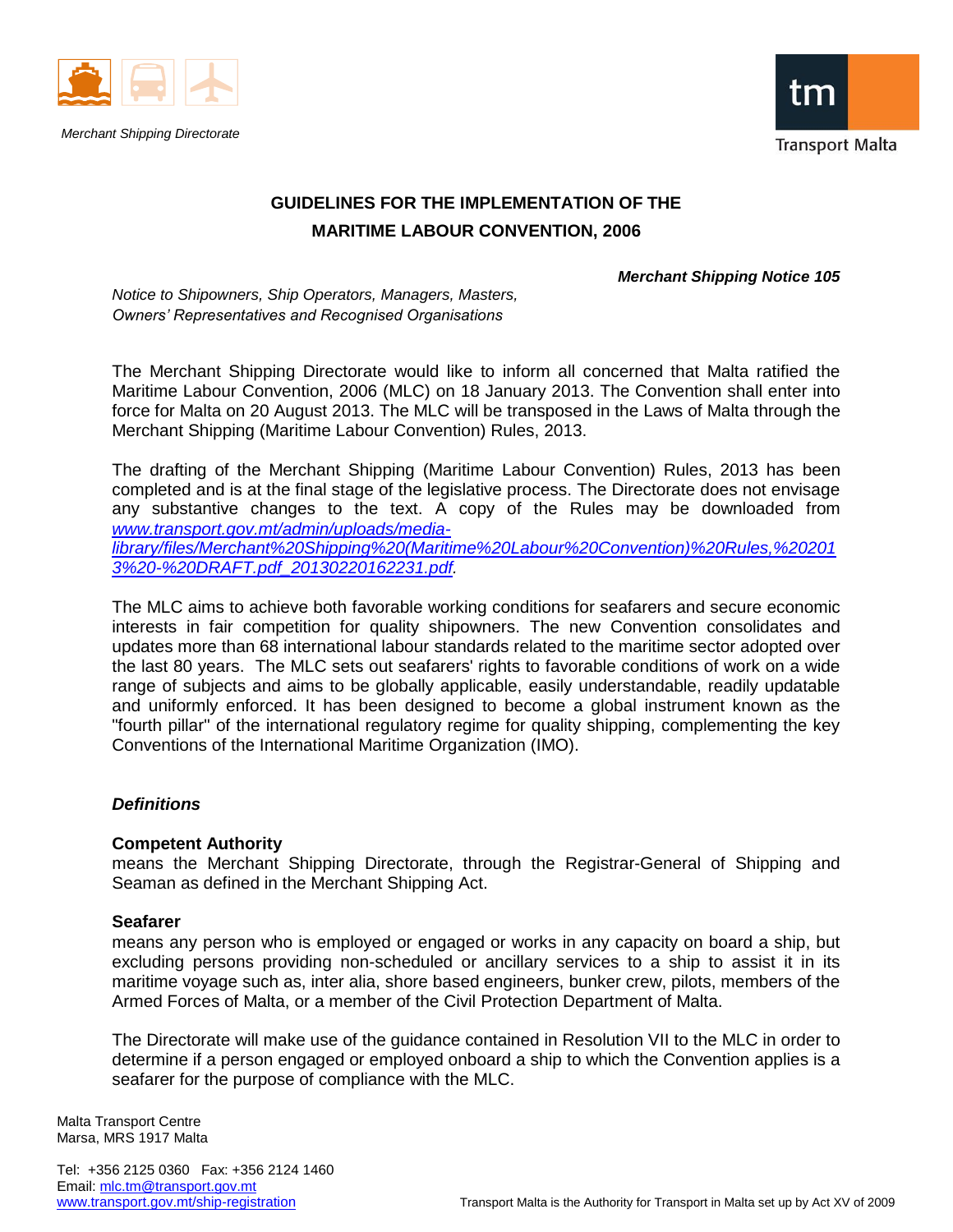Merchant Shipping Directorate

Transport Malta

# GUIDELINES FOR THE IMPLEMENTATION OF THE MARITIME LABOUR CONVENTION, 2006

***Merchant Shipping Notice 105***

*Notice to Shipowners, Ship Operators, Managers, Masters, Owners' Representatives and Recognised Organisations*

The Merchant Shipping Directorate would like to inform all concerned that Malta ratified the Maritime Labour Convention, 2006 (MLC) on 18 January 2013. The Convention shall enter into force for Malta on 20 August 2013. The MLC will be transposed in the Laws of Malta through the Merchant Shipping (Maritime Labour Convention) Rules, 2013.

The drafting of the Merchant Shipping (Maritime Labour Convention) Rules, 2013 has been completed and is at the final stage of the legislative process. The Directorate does not envisage any substantive changes to the text. A copy of the Rules may be downloaded from *www.transport.gov.mt/admin/uploads/media-library/files/Merchant%20Shipping%20(Maritime%20Labour%20Convention)%20Rules,%202013%20-%20DRAFT.pdf_20130220162231.pdf*.

The MLC aims to achieve both favorable working conditions for seafarers and secure economic interests in fair competition for quality shipowners. The new Convention consolidates and updates more than 68 international labour standards related to the maritime sector adopted over the last 80 years. The MLC sets out seafarers' rights to favorable conditions of work on a wide range of subjects and aims to be globally applicable, easily understandable, readily updatable and uniformly enforced. It has been designed to become a global instrument known as the "fourth pillar" of the international regulatory regime for quality shipping, complementing the key Conventions of the International Maritime Organization (IMO).

## *Definitions*

**Competent Authority**
means the Merchant Shipping Directorate, through the Registrar-General of Shipping and Seaman as defined in the Merchant Shipping Act.

**Seafarer**
means any person who is employed or engaged or works in any capacity on board a ship, but excluding persons providing non-scheduled or ancillary services to a ship to assist it in its maritime voyage such as, inter alia, shore based engineers, bunker crew, pilots, members of the Armed Forces of Malta, or a member of the Civil Protection Department of Malta.

The Directorate will make use of the guidance contained in Resolution VII to the MLC in order to determine if a person engaged or employed onboard a ship to which the Convention applies is a seafarer for the purpose of compliance with the MLC.

Malta Transport Centre
Marsa, MRS 1917 Malta

Tel: +356 2125 0360 Fax: +356 2124 1460
Email: mlc.tm@transport.gov.mt
www.transport.gov.mt/ship-registration

Transport Malta is the Authority for Transport in Malta set up by Act XV of 2009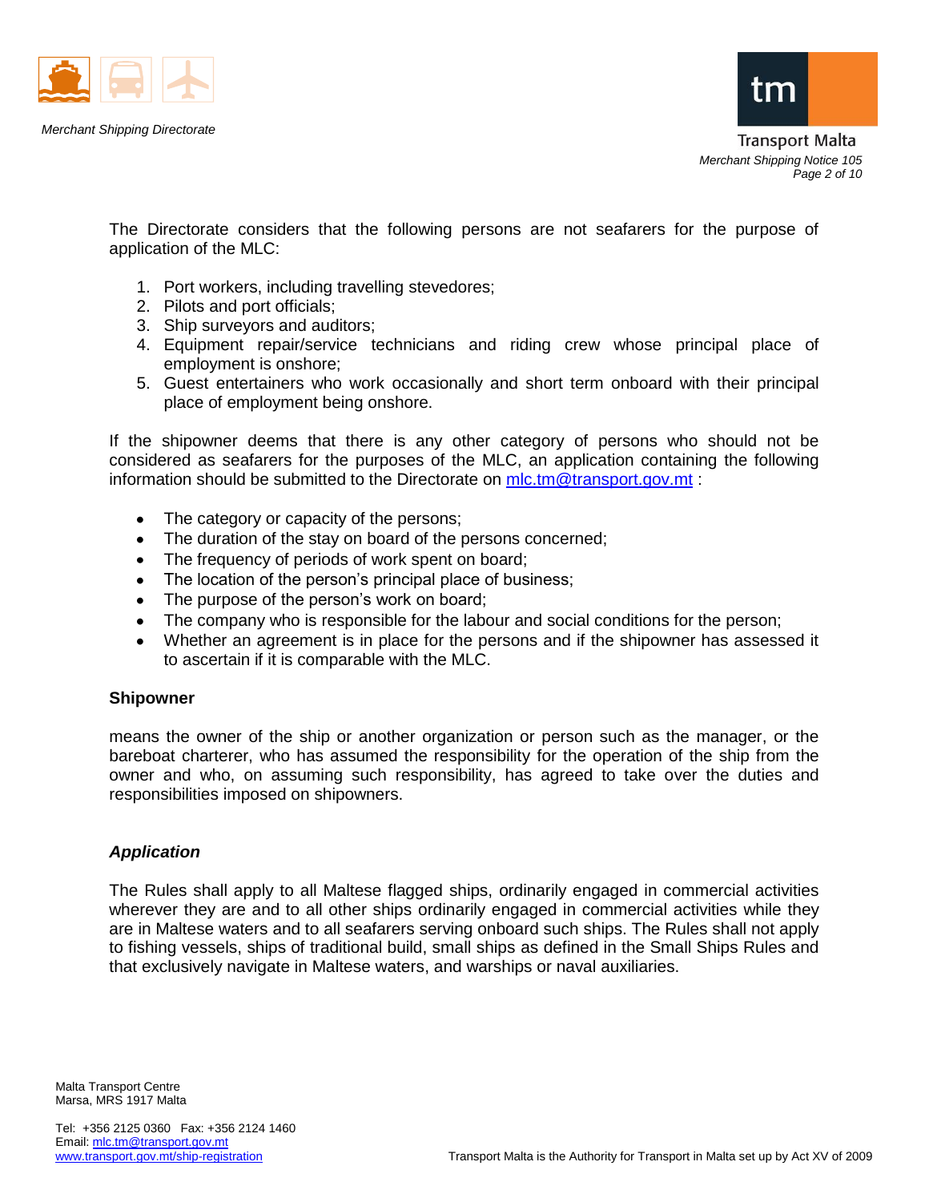The Directorate considers that the following persons are not seafarers for the purpose of application of the MLC:

1. Port workers, including travelling stevedores;
2. Pilots and port officials;
3. Ship surveyors and auditors;
4. Equipment repair/service technicians and riding crew whose principal place of employment is onshore;
5. Guest entertainers who work occasionally and short term onboard with their principal place of employment being onshore.

If the shipowner deems that there is any other category of persons who should not be considered as seafarers for the purposes of the MLC, an application containing the following information should be submitted to the Directorate on mlc.tm@transport.gov.mt :

- The category or capacity of the persons;
- The duration of the stay on board of the persons concerned;
- The frequency of periods of work spent on board;
- The location of the person's principal place of business;
- The purpose of the person's work on board;
- The company who is responsible for the labour and social conditions for the person;
- Whether an agreement is in place for the persons and if the shipowner has assessed it to ascertain if it is comparable with the MLC.

**Shipowner**

means the owner of the ship or another organization or person such as the manager, or the bareboat charterer, who has assumed the responsibility for the operation of the ship from the owner and who, on assuming such responsibility, has agreed to take over the duties and responsibilities imposed on shipowners.

***Application***

The Rules shall apply to all Maltese flagged ships, ordinarily engaged in commercial activities wherever they are and to all other ships ordinarily engaged in commercial activities while they are in Maltese waters and to all seafarers serving onboard such ships. The Rules shall not apply to fishing vessels, ships of traditional build, small ships as defined in the Small Ships Rules and that exclusively navigate in Maltese waters, and warships or naval auxiliaries.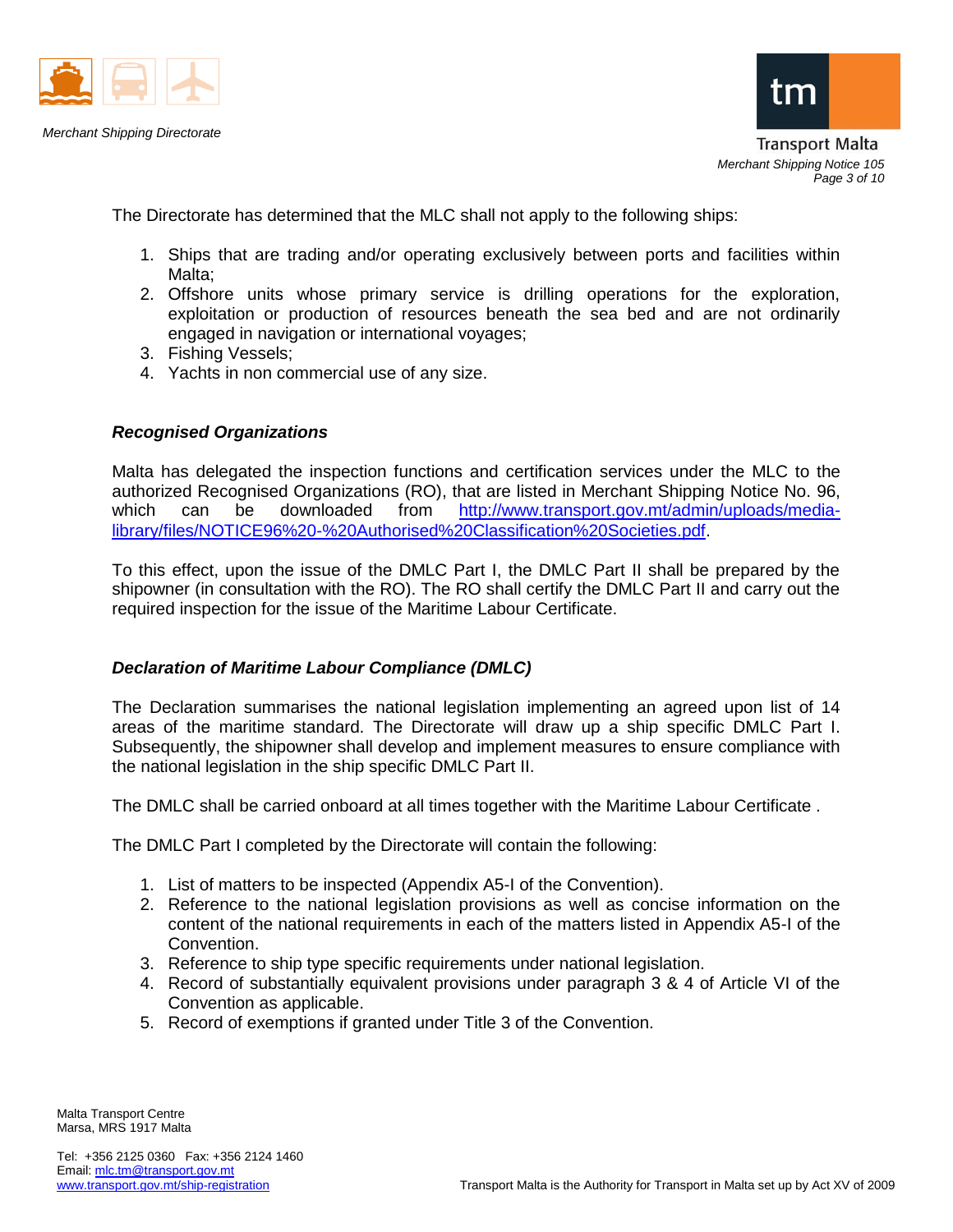The Directorate has determined that the MLC shall not apply to the following ships:

1. Ships that are trading and/or operating exclusively between ports and facilities within Malta;
2. Offshore units whose primary service is drilling operations for the exploration, exploitation or production of resources beneath the sea bed and are not ordinarily engaged in navigation or international voyages;
3. Fishing Vessels;
4. Yachts in non commercial use of any size.

### *Recognised Organizations*

Malta has delegated the inspection functions and certification services under the MLC to the authorized Recognised Organizations (RO), that are listed in Merchant Shipping Notice No. 96, which can be downloaded from http://www.transport.gov.mt/admin/uploads/media-library/files/NOTICE96%20-%20Authorised%20Classification%20Societies.pdf.

To this effect, upon the issue of the DMLC Part I, the DMLC Part II shall be prepared by the shipowner (in consultation with the RO). The RO shall certify the DMLC Part II and carry out the required inspection for the issue of the Maritime Labour Certificate.

### *Declaration of Maritime Labour Compliance (DMLC)*

The Declaration summarises the national legislation implementing an agreed upon list of 14 areas of the maritime standard. The Directorate will draw up a ship specific DMLC Part I. Subsequently, the shipowner shall develop and implement measures to ensure compliance with the national legislation in the ship specific DMLC Part II.

The DMLC shall be carried onboard at all times together with the Maritime Labour Certificate .

The DMLC Part I completed by the Directorate will contain the following:

1. List of matters to be inspected (Appendix A5-I of the Convention).
2. Reference to the national legislation provisions as well as concise information on the content of the national requirements in each of the matters listed in Appendix A5-I of the Convention.
3. Reference to ship type specific requirements under national legislation.
4. Record of substantially equivalent provisions under paragraph 3 & 4 of Article VI of the Convention as applicable.
5. Record of exemptions if granted under Title 3 of the Convention.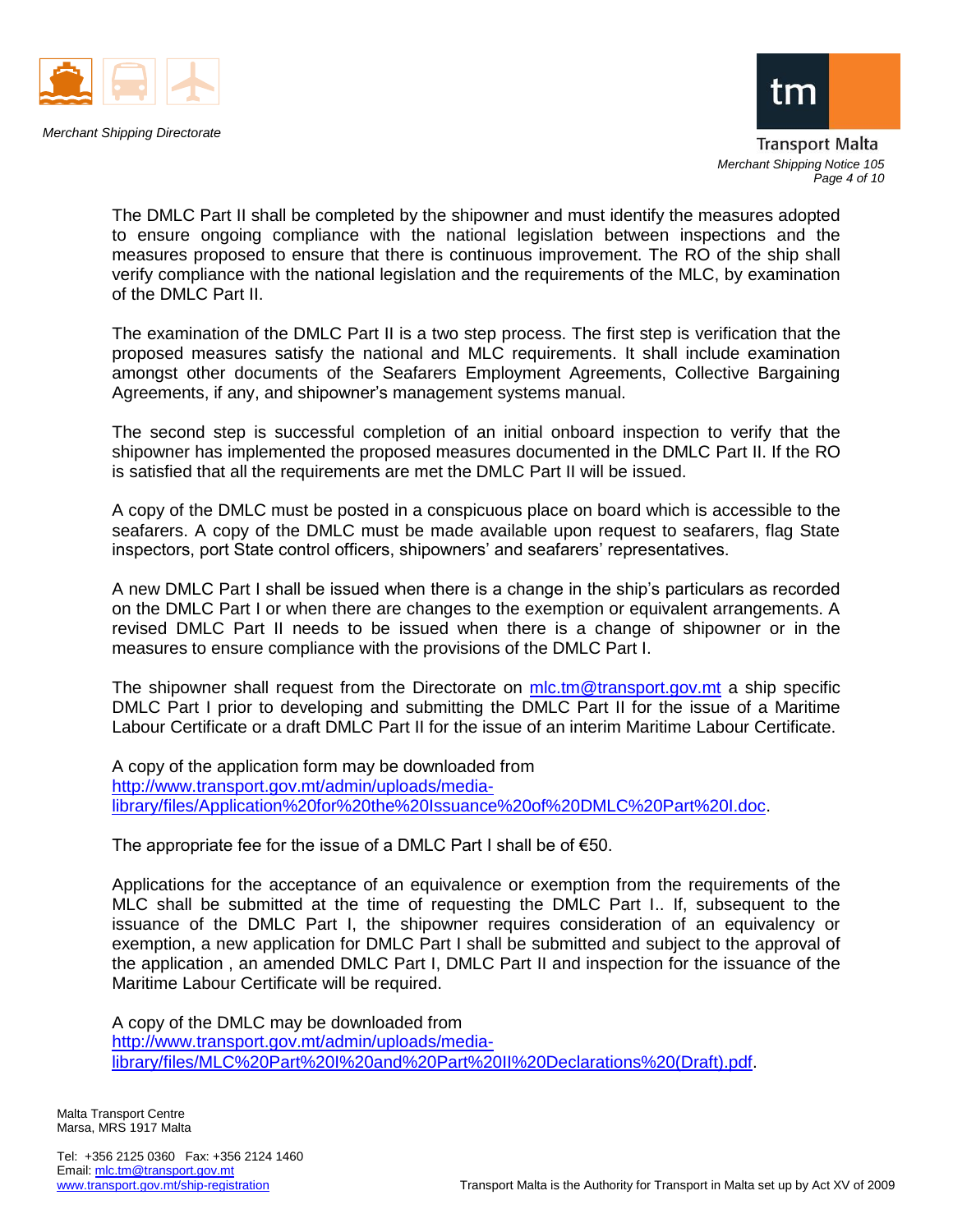The DMLC Part II shall be completed by the shipowner and must identify the measures adopted to ensure ongoing compliance with the national legislation between inspections and the measures proposed to ensure that there is continuous improvement. The RO of the ship shall verify compliance with the national legislation and the requirements of the MLC, by examination of the DMLC Part II.

The examination of the DMLC Part II is a two step process. The first step is verification that the proposed measures satisfy the national and MLC requirements. It shall include examination amongst other documents of the Seafarers Employment Agreements, Collective Bargaining Agreements, if any, and shipowner's management systems manual.

The second step is successful completion of an initial onboard inspection to verify that the shipowner has implemented the proposed measures documented in the DMLC Part II. If the RO is satisfied that all the requirements are met the DMLC Part II will be issued.

A copy of the DMLC must be posted in a conspicuous place on board which is accessible to the seafarers. A copy of the DMLC must be made available upon request to seafarers, flag State inspectors, port State control officers, shipowners' and seafarers' representatives.

A new DMLC Part I shall be issued when there is a change in the ship's particulars as recorded on the DMLC Part I or when there are changes to the exemption or equivalent arrangements. A revised DMLC Part II needs to be issued when there is a change of shipowner or in the measures to ensure compliance with the provisions of the DMLC Part I.

The shipowner shall request from the Directorate on mlc.tm@transport.gov.mt a ship specific DMLC Part I prior to developing and submitting the DMLC Part II for the issue of a Maritime Labour Certificate or a draft DMLC Part II for the issue of an interim Maritime Labour Certificate.

A copy of the application form may be downloaded from
http://www.transport.gov.mt/admin/uploads/media-library/files/Application%20for%20the%20Issuance%20of%20DMLC%20Part%20I.doc.

The appropriate fee for the issue of a DMLC Part I shall be of €50.

Applications for the acceptance of an equivalence or exemption from the requirements of the MLC shall be submitted at the time of requesting the DMLC Part I.. If, subsequent to the issuance of the DMLC Part I, the shipowner requires consideration of an equivalency or exemption, a new application for DMLC Part I shall be submitted and subject to the approval of the application , an amended DMLC Part I, DMLC Part II and inspection for the issuance of the Maritime Labour Certificate will be required.

A copy of the DMLC may be downloaded from
http://www.transport.gov.mt/admin/uploads/media-library/files/MLC%20Part%20I%20and%20Part%20II%20Declarations%20(Draft).pdf.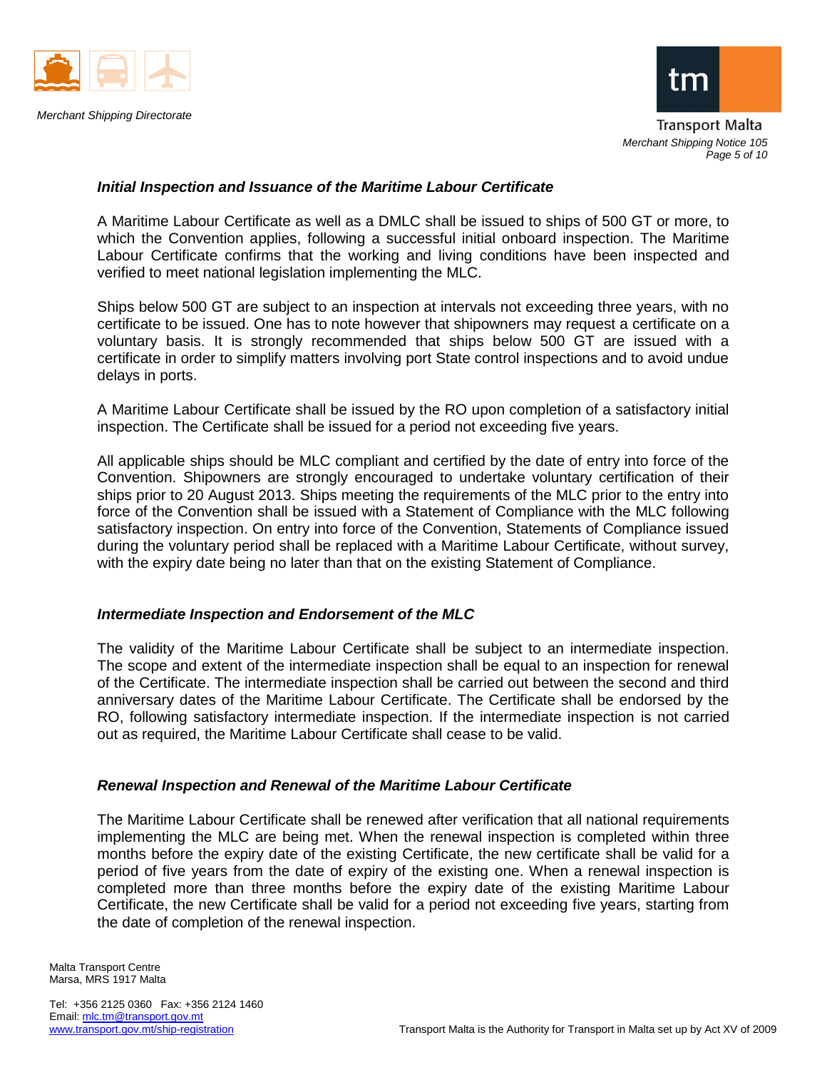### *Initial Inspection and Issuance of the Maritime Labour Certificate*

A Maritime Labour Certificate as well as a DMLC shall be issued to ships of 500 GT or more, to which the Convention applies, following a successful initial onboard inspection. The Maritime Labour Certificate confirms that the working and living conditions have been inspected and verified to meet national legislation implementing the MLC.

Ships below 500 GT are subject to an inspection at intervals not exceeding three years, with no certificate to be issued. One has to note however that shipowners may request a certificate on a voluntary basis. It is strongly recommended that ships below 500 GT are issued with a certificate in order to simplify matters involving port State control inspections and to avoid undue delays in ports.

A Maritime Labour Certificate shall be issued by the RO upon completion of a satisfactory initial inspection. The Certificate shall be issued for a period not exceeding five years.

All applicable ships should be MLC compliant and certified by the date of entry into force of the Convention. Shipowners are strongly encouraged to undertake voluntary certification of their ships prior to 20 August 2013. Ships meeting the requirements of the MLC prior to the entry into force of the Convention shall be issued with a Statement of Compliance with the MLC following satisfactory inspection. On entry into force of the Convention, Statements of Compliance issued during the voluntary period shall be replaced with a Maritime Labour Certificate, without survey, with the expiry date being no later than that on the existing Statement of Compliance.

### *Intermediate Inspection and Endorsement of the MLC*

The validity of the Maritime Labour Certificate shall be subject to an intermediate inspection. The scope and extent of the intermediate inspection shall be equal to an inspection for renewal of the Certificate. The intermediate inspection shall be carried out between the second and third anniversary dates of the Maritime Labour Certificate. The Certificate shall be endorsed by the RO, following satisfactory intermediate inspection. If the intermediate inspection is not carried out as required, the Maritime Labour Certificate shall cease to be valid.

### *Renewal Inspection and Renewal of the Maritime Labour Certificate*

The Maritime Labour Certificate shall be renewed after verification that all national requirements implementing the MLC are being met. When the renewal inspection is completed within three months before the expiry date of the existing Certificate, the new certificate shall be valid for a period of five years from the date of expiry of the existing one. When a renewal inspection is completed more than three months before the expiry date of the existing Maritime Labour Certificate, the new Certificate shall be valid for a period not exceeding five years, starting from the date of completion of the renewal inspection.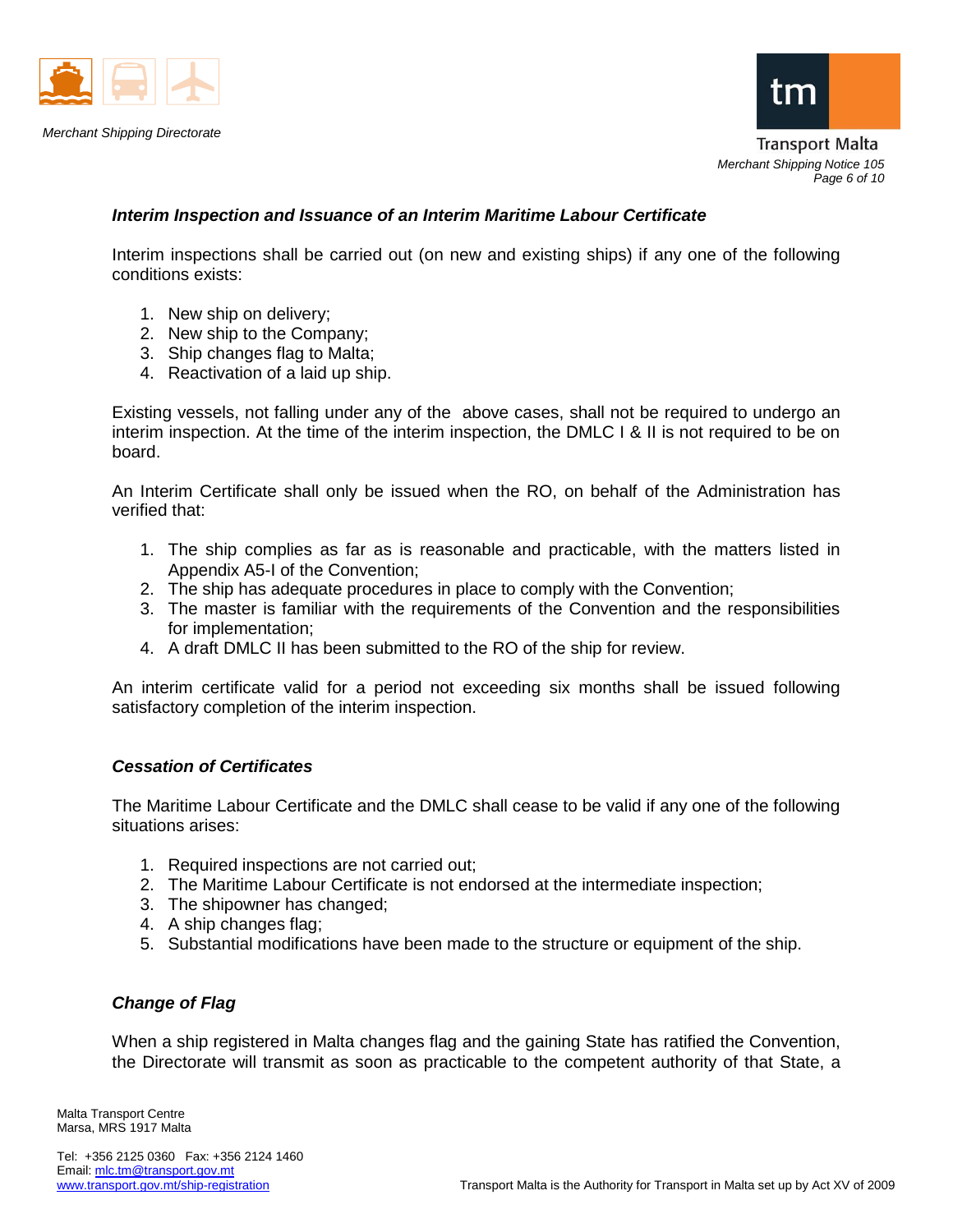### *Interim Inspection and Issuance of an Interim Maritime Labour Certificate*

Interim inspections shall be carried out (on new and existing ships) if any one of the following conditions exists:

1. New ship on delivery;
2. New ship to the Company;
3. Ship changes flag to Malta;
4. Reactivation of a laid up ship.

Existing vessels, not falling under any of the above cases, shall not be required to undergo an interim inspection. At the time of the interim inspection, the DMLC I & II is not required to be on board.

An Interim Certificate shall only be issued when the RO, on behalf of the Administration has verified that:

1. The ship complies as far as is reasonable and practicable, with the matters listed in Appendix A5-I of the Convention;
2. The ship has adequate procedures in place to comply with the Convention;
3. The master is familiar with the requirements of the Convention and the responsibilities for implementation;
4. A draft DMLC II has been submitted to the RO of the ship for review.

An interim certificate valid for a period not exceeding six months shall be issued following satisfactory completion of the interim inspection.

### *Cessation of Certificates*

The Maritime Labour Certificate and the DMLC shall cease to be valid if any one of the following situations arises:

1. Required inspections are not carried out;
2. The Maritime Labour Certificate is not endorsed at the intermediate inspection;
3. The shipowner has changed;
4. A ship changes flag;
5. Substantial modifications have been made to the structure or equipment of the ship.

### *Change of Flag*

When a ship registered in Malta changes flag and the gaining State has ratified the Convention, the Directorate will transmit as soon as practicable to the competent authority of that State, a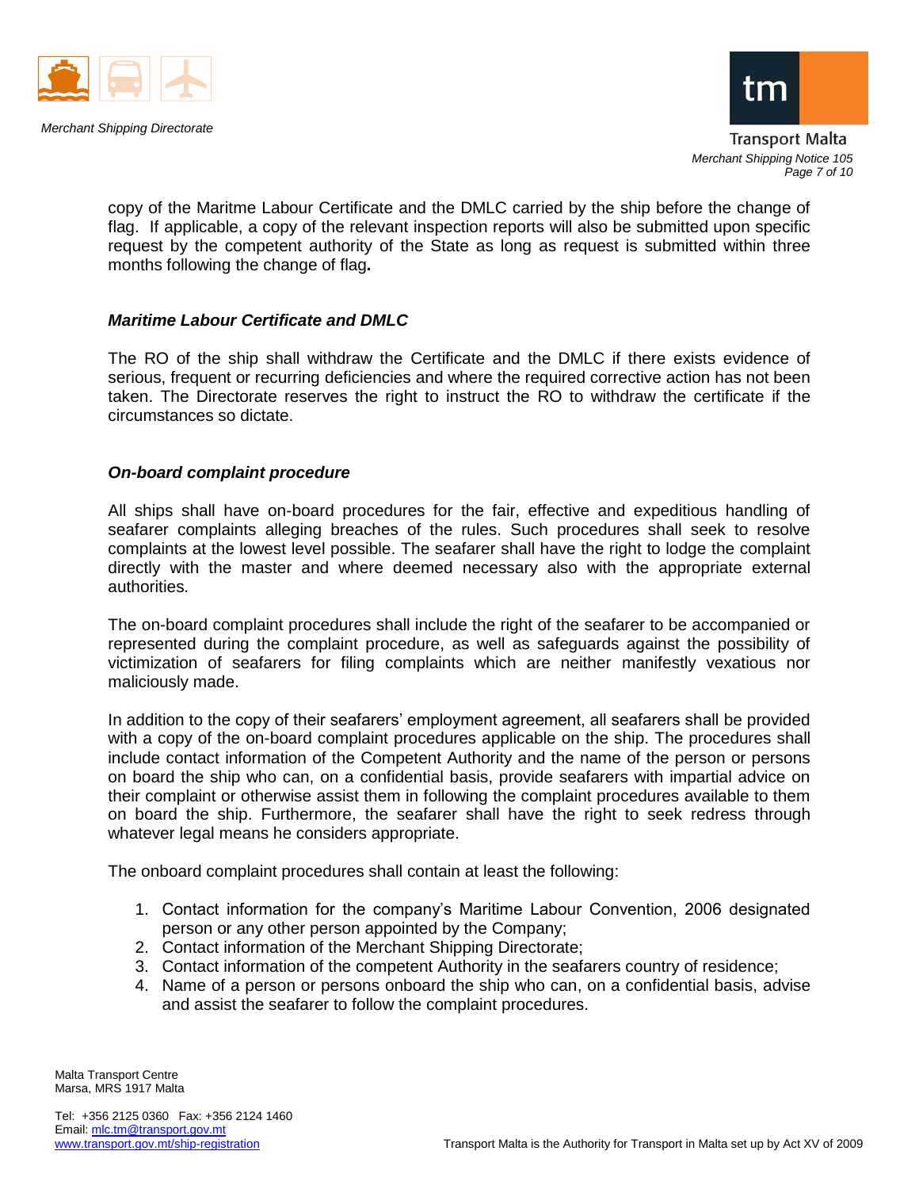copy of the Maritme Labour Certificate and the DMLC carried by the ship before the change of flag. If applicable, a copy of the relevant inspection reports will also be submitted upon specific request by the competent authority of the State as long as request is submitted within three months following the change of flag***.***

### *Maritime Labour Certificate and DMLC*

The RO of the ship shall withdraw the Certificate and the DMLC if there exists evidence of serious, frequent or recurring deficiencies and where the required corrective action has not been taken. The Directorate reserves the right to instruct the RO to withdraw the certificate if the circumstances so dictate.

### *On-board complaint procedure*

All ships shall have on-board procedures for the fair, effective and expeditious handling of seafarer complaints alleging breaches of the rules. Such procedures shall seek to resolve complaints at the lowest level possible. The seafarer shall have the right to lodge the complaint directly with the master and where deemed necessary also with the appropriate external authorities.

The on-board complaint procedures shall include the right of the seafarer to be accompanied or represented during the complaint procedure, as well as safeguards against the possibility of victimization of seafarers for filing complaints which are neither manifestly vexatious nor maliciously made.

In addition to the copy of their seafarers' employment agreement, all seafarers shall be provided with a copy of the on-board complaint procedures applicable on the ship. The procedures shall include contact information of the Competent Authority and the name of the person or persons on board the ship who can, on a confidential basis, provide seafarers with impartial advice on their complaint or otherwise assist them in following the complaint procedures available to them on board the ship. Furthermore, the seafarer shall have the right to seek redress through whatever legal means he considers appropriate.

The onboard complaint procedures shall contain at least the following:

1. Contact information for the company's Maritime Labour Convention, 2006 designated person or any other person appointed by the Company;
2. Contact information of the Merchant Shipping Directorate;
3. Contact information of the competent Authority in the seafarers country of residence;
4. Name of a person or persons onboard the ship who can, on a confidential basis, advise and assist the seafarer to follow the complaint procedures.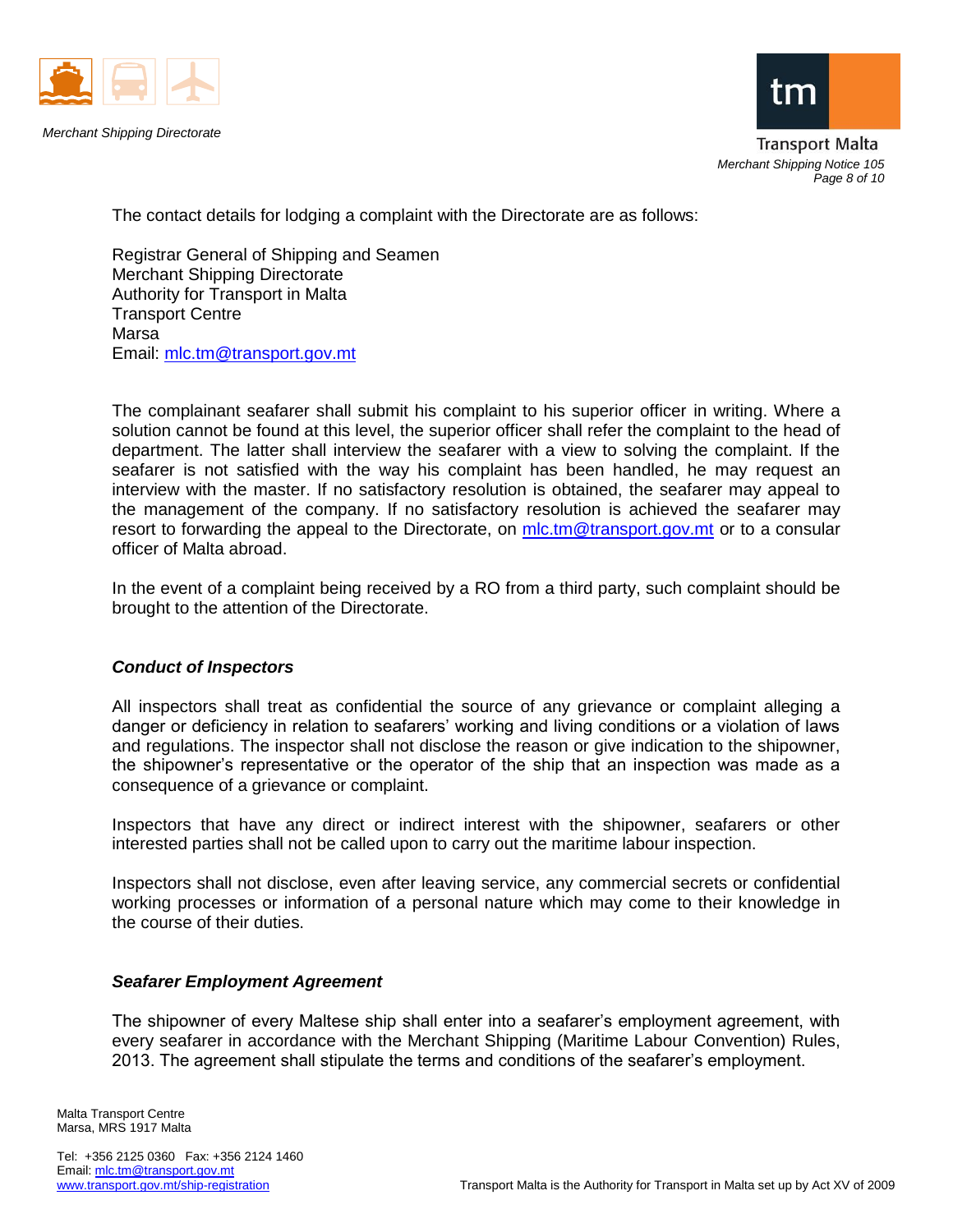The contact details for lodging a complaint with the Directorate are as follows:

Registrar General of Shipping and Seamen  
Merchant Shipping Directorate  
Authority for Transport in Malta  
Transport Centre  
Marsa  
Email: mlc.tm@transport.gov.mt

The complainant seafarer shall submit his complaint to his superior officer in writing. Where a solution cannot be found at this level, the superior officer shall refer the complaint to the head of department. The latter shall interview the seafarer with a view to solving the complaint. If the seafarer is not satisfied with the way his complaint has been handled, he may request an interview with the master. If no satisfactory resolution is obtained, the seafarer may appeal to the management of the company. If no satisfactory resolution is achieved the seafarer may resort to forwarding the appeal to the Directorate, on mlc.tm@transport.gov.mt or to a consular officer of Malta abroad.

In the event of a complaint being received by a RO from a third party, such complaint should be brought to the attention of the Directorate.

### *Conduct of Inspectors*

All inspectors shall treat as confidential the source of any grievance or complaint alleging a danger or deficiency in relation to seafarers' working and living conditions or a violation of laws and regulations. The inspector shall not disclose the reason or give indication to the shipowner, the shipowner's representative or the operator of the ship that an inspection was made as a consequence of a grievance or complaint.

Inspectors that have any direct or indirect interest with the shipowner, seafarers or other interested parties shall not be called upon to carry out the maritime labour inspection.

Inspectors shall not disclose, even after leaving service, any commercial secrets or confidential working processes or information of a personal nature which may come to their knowledge in the course of their duties.

### *Seafarer Employment Agreement*

The shipowner of every Maltese ship shall enter into a seafarer's employment agreement, with every seafarer in accordance with the Merchant Shipping (Maritime Labour Convention) Rules, 2013. The agreement shall stipulate the terms and conditions of the seafarer's employment.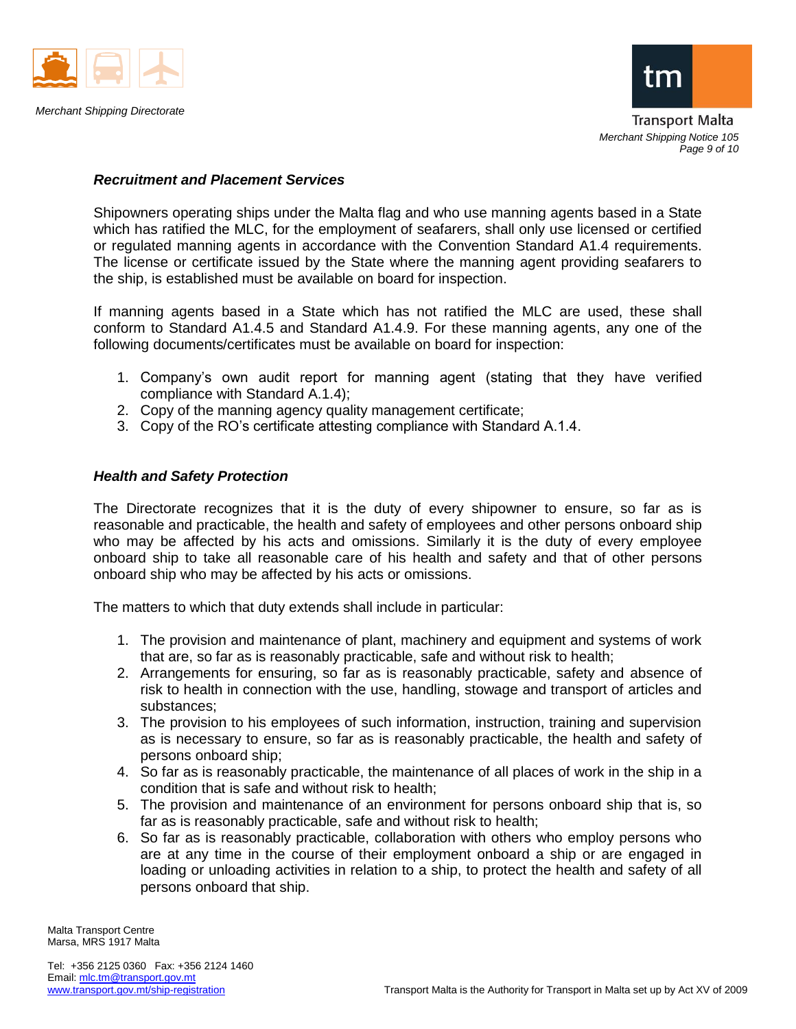### *Recruitment and Placement Services*

Shipowners operating ships under the Malta flag and who use manning agents based in a State which has ratified the MLC, for the employment of seafarers, shall only use licensed or certified or regulated manning agents in accordance with the Convention Standard A1.4 requirements. The license or certificate issued by the State where the manning agent providing seafarers to the ship, is established must be available on board for inspection.

If manning agents based in a State which has not ratified the MLC are used, these shall conform to Standard A1.4.5 and Standard A1.4.9. For these manning agents, any one of the following documents/certificates must be available on board for inspection:

1. Company's own audit report for manning agent (stating that they have verified compliance with Standard A.1.4);
2. Copy of the manning agency quality management certificate;
3. Copy of the RO's certificate attesting compliance with Standard A.1.4.

### *Health and Safety Protection*

The Directorate recognizes that it is the duty of every shipowner to ensure, so far as is reasonable and practicable, the health and safety of employees and other persons onboard ship who may be affected by his acts and omissions. Similarly it is the duty of every employee onboard ship to take all reasonable care of his health and safety and that of other persons onboard ship who may be affected by his acts or omissions.

The matters to which that duty extends shall include in particular:

1. The provision and maintenance of plant, machinery and equipment and systems of work that are, so far as is reasonably practicable, safe and without risk to health;
2. Arrangements for ensuring, so far as is reasonably practicable, safety and absence of risk to health in connection with the use, handling, stowage and transport of articles and substances;
3. The provision to his employees of such information, instruction, training and supervision as is necessary to ensure, so far as is reasonably practicable, the health and safety of persons onboard ship;
4. So far as is reasonably practicable, the maintenance of all places of work in the ship in a condition that is safe and without risk to health;
5. The provision and maintenance of an environment for persons onboard ship that is, so far as is reasonably practicable, safe and without risk to health;
6. So far as is reasonably practicable, collaboration with others who employ persons who are at any time in the course of their employment onboard a ship or are engaged in loading or unloading activities in relation to a ship, to protect the health and safety of all persons onboard that ship.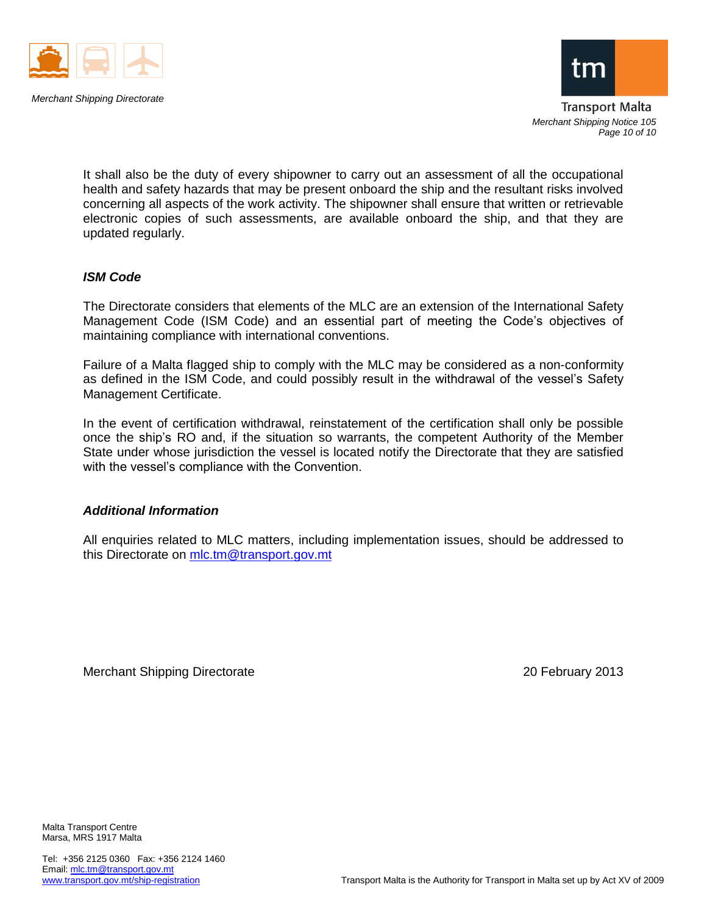It shall also be the duty of every shipowner to carry out an assessment of all the occupational health and safety hazards that may be present onboard the ship and the resultant risks involved concerning all aspects of the work activity. The shipowner shall ensure that written or retrievable electronic copies of such assessments, are available onboard the ship, and that they are updated regularly.

***ISM Code***

The Directorate considers that elements of the MLC are an extension of the International Safety Management Code (ISM Code) and an essential part of meeting the Code's objectives of maintaining compliance with international conventions.

Failure of a Malta flagged ship to comply with the MLC may be considered as a non-conformity as defined in the ISM Code, and could possibly result in the withdrawal of the vessel's Safety Management Certificate.

In the event of certification withdrawal, reinstatement of the certification shall only be possible once the ship's RO and, if the situation so warrants, the competent Authority of the Member State under whose jurisdiction the vessel is located notify the Directorate that they are satisfied with the vessel's compliance with the Convention.

***Additional Information***

All enquiries related to MLC matters, including implementation issues, should be addressed to this Directorate on mlc.tm@transport.gov.mt

Merchant Shipping Directorate

20 February 2013